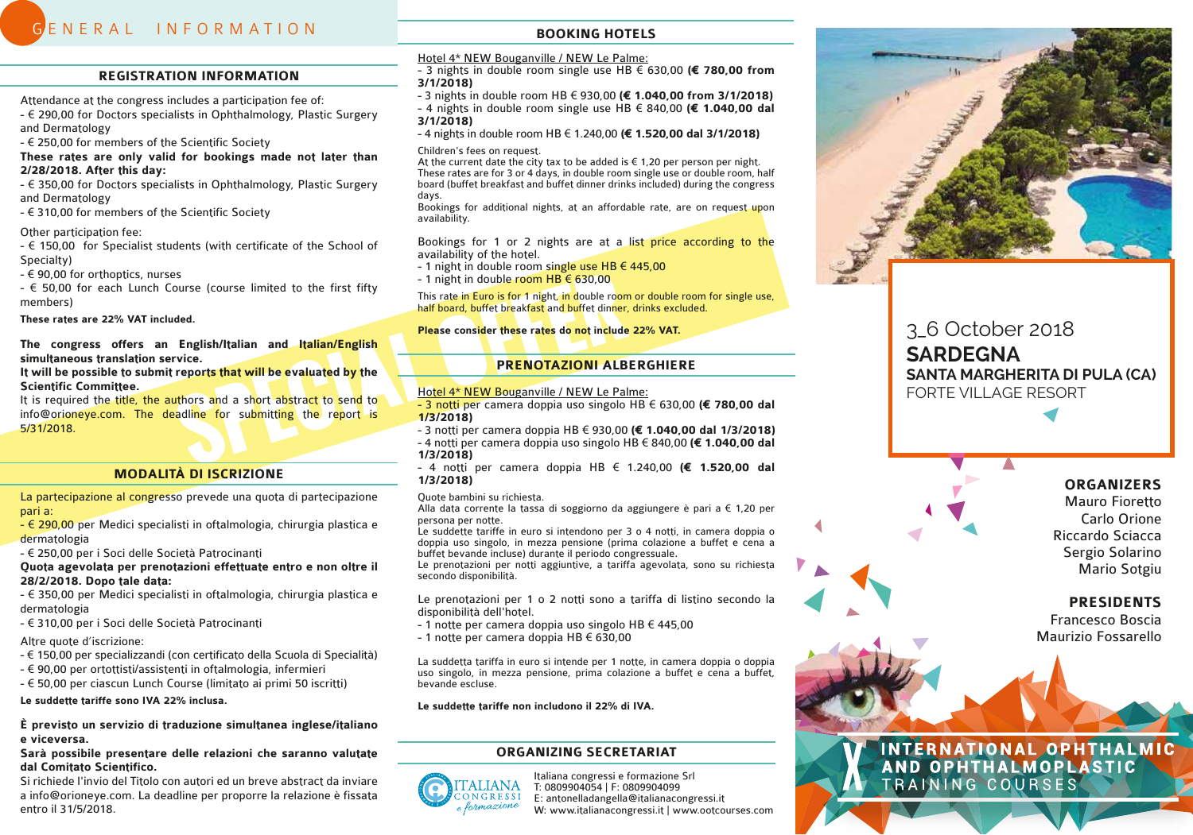# GENERAL INFORMATION

## REGISTRATION INFORMATION

Attendance at the congress includes a participation fee of:
- € 290,00 for Doctors specialists in Ophthalmology, Plastic Surgery and Dermatology
- € 250,00 for members of the Scientific Society

**These rates are only valid for bookings made not later than 2/28/2018. After this day:**
- € 350,00 for Doctors specialists in Ophthalmology, Plastic Surgery and Dermatology
- € 310,00 for members of the Scientific Society

Other participation fee:
- € 150,00 for Specialist students (with certificate of the School of Specialty)
- € 90,00 for orthoptics, nurses
- € 50,00 for each Lunch Course (course limited to the first fifty members)

**These rates are 22% VAT included.**

**The congress offers an English/Italian and Italian/English simultaneous translation service.**
**It will be possible to submit reports that will be evaluated by the Scientific Committee.**
It is required the title, the authors and a short abstract to send to info@orioneye.com. The deadline for submitting the report is 5/31/2018.

SPECIAL OFFER

## MODALITÀ DI ISCRIZIONE

La partecipazione al congresso prevede una quota di partecipazione pari a:
- € 290,00 per Medici specialisti in oftalmologia, chirurgia plastica e dermatologia
- € 250,00 per i Soci delle Società Patrocinanti

**Quota agevolata per prenotazioni effettuate entro e non oltre il 28/2/2018. Dopo tale data:**
- € 350,00 per Medici specialisti in oftalmologia, chirurgia plastica e dermatologia
- € 310,00 per i Soci delle Società Patrocinanti

Altre quote d'iscrizione:
- € 150,00 per specializzandi (con certificato della Scuola di Specialità)
- € 90,00 per ortottisti/assistenti in oftalmologia, infermieri
- € 50,00 per ciascun Lunch Course (limitato ai primi 50 iscritti)

**Le suddette tariffe sono IVA 22% inclusa.**

**È previsto un servizio di traduzione simultanea inglese/italiano e viceversa.**
**Sarà possibile presentare delle relazioni che saranno valutate dal Comitato Scientifico.**
Si richiede l'invio del Titolo con autori ed un breve abstract da inviare a info@orioneye.com. La deadline per proporre la relazione è fissata entro il 31/5/2018.

## BOOKING HOTELS

Hotel 4* NEW Bouganville / NEW Le Palme:
- 3 nights in double room single use HB € 630,00 **(€ 780,00 from 3/1/2018)**
- 3 nights in double room HB € 930,00 **(€ 1.040,00 from 3/1/2018)**
- 4 nights in double room single use HB € 840,00 **(€ 1.040,00 dal 3/1/2018)**
- 4 nights in double room HB € 1.240,00 **(€ 1.520,00 dal 3/1/2018)**

Children's fees on request.
At the current date the city tax to be added is € 1,20 per person per night.
These rates are for 3 or 4 days, in double room single use or double room, half board (buffet breakfast and buffet dinner drinks included) during the congress days.
Bookings for additional nights, at an affordable rate, are on request upon availability.

Bookings for 1 or 2 nights are at a list price according to the availability of the hotel.
- 1 night in double room single use HB € 445,00
- 1 night in double room HB € 630,00

This rate in Euro is for 1 night, in double room or double room for single use, half board, buffet breakfast and buffet dinner, drinks excluded.

**Please consider these rates do not include 22% VAT.**

## PRENOTAZIONI ALBERGHIERE

Hotel 4* NEW Bouganville / NEW Le Palme:
- 3 notti per camera doppia uso singolo HB € 630,00 **(€ 780,00 dal 1/3/2018)**
- 3 notti per camera doppia HB € 930,00 **(€ 1.040,00 dal 1/3/2018)**
- 4 notti per camera doppia uso singolo HB € 840,00 **(€ 1.040,00 dal 1/3/2018)**
- 4 notti per camera doppia HB € 1.240,00 **(€ 1.520,00 dal 1/3/2018)**

Quote bambini su richiesta.
Alla data corrente la tassa di soggiorno da aggiungere è pari a € 1,20 per persona per notte.
Le suddette tariffe in euro si intendono per 3 o 4 notti, in camera doppia o doppia uso singolo, in mezza pensione (prima colazione e cena a buffet bevande incluse) durante il periodo congressuale.
Le prenotazioni per notti aggiuntive, a tariffa agevolata, sono su richiesta secondo disponibilità.

Le prenotazioni per 1 o 2 notti sono a tariffa di listino secondo la disponibilità dell'hotel.
- 1 notte per camera doppia uso singolo HB € 445,00
- 1 notte per camera doppia HB € 630,00

La suddetta tariffa in euro si intende per 1 notte, in camera doppia o doppia uso singolo, in mezza pensione, prima colazione e cena a buffet, bevande escluse.

**Le suddette tariffe non includono il 22% di IVA.**

## ORGANIZING SECRETARIAT

ITALIANA CONGRESSI e formazione

Italiana congressi e formazione Srl
T: 0809904054 | F: 0809904099
E: antonelladangella@italianacongressi.it
W: www.italianacongressi.it | www.ootcourses.com

3_6 October 2018
**SARDEGNA**
**SANTA MARGHERITA DI PULA (CA)**
FORTE VILLAGE RESORT

**ORGANIZERS**
Mauro Fioretto
Carlo Orione
Riccardo Sciacca
Sergio Solarino
Mario Sotgiu

**PRESIDENTS**
Francesco Boscia
Maurizio Fossarello

# X INTERNATIONAL OPHTHALMIC AND OPHTHALMOPLASTIC TRAINING COURSES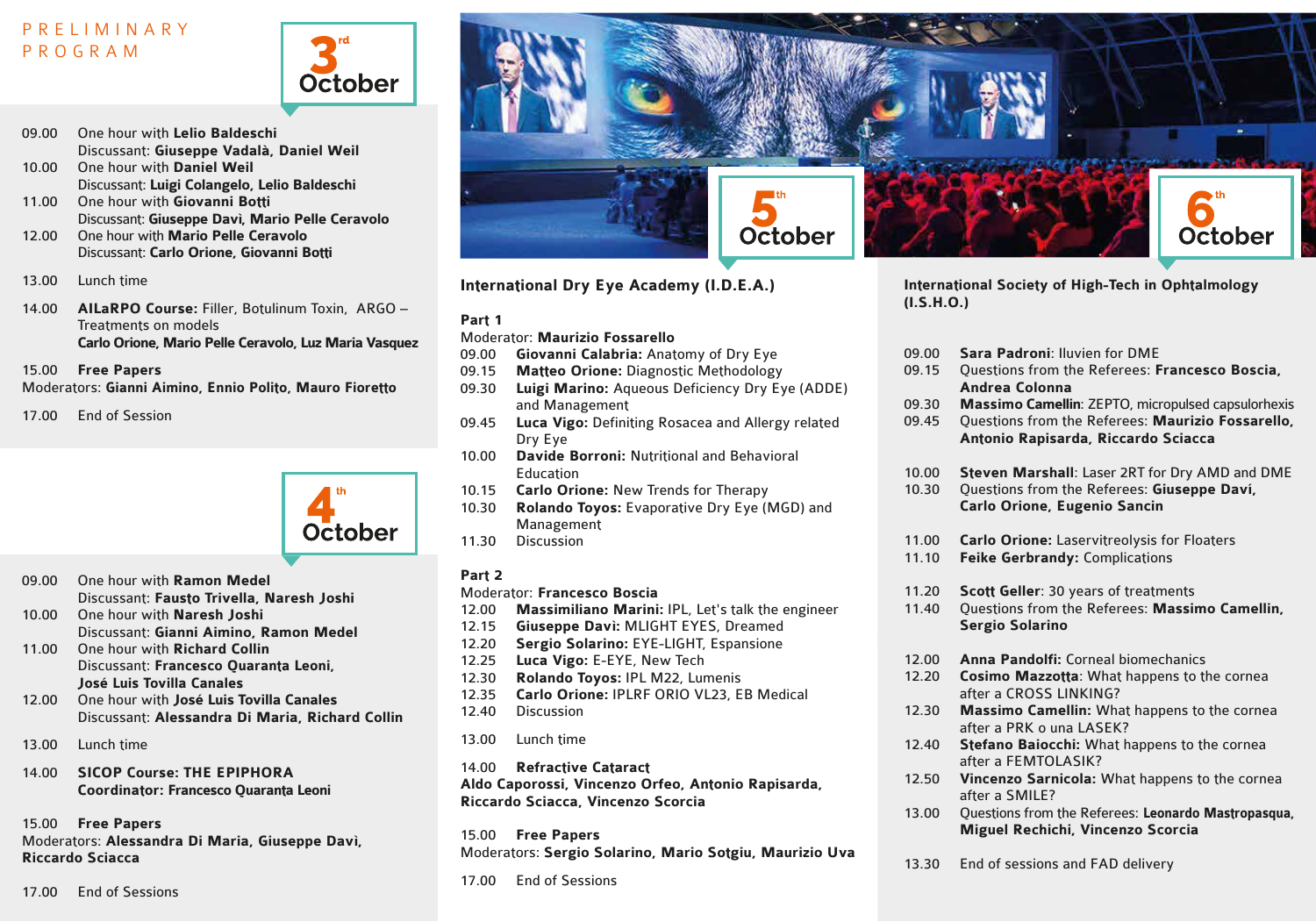# PRELIMINARY PROGRAM

## 3rd October

09.00 One hour with **Lelio Baldeschi**
Discussant: **Giuseppe Vadalà, Daniel Weil**
10.00 One hour with **Daniel Weil**
Discussant: **Luigi Colangelo, Lelio Baldeschi**
11.00 One hour with **Giovanni Botti**
Discussant: **Giuseppe Davì, Mario Pelle Ceravolo**
12.00 One hour with **Mario Pelle Ceravolo**
Discussant: **Carlo Orione, Giovanni Botti**

13.00 Lunch time

14.00 **AILaRPO Course:** Filler, Botulinum Toxin, ARGO – Treatments on models
**Carlo Orione, Mario Pelle Ceravolo, Luz Maria Vasquez**

15.00 **Free Papers**
Moderators: **Gianni Aimino, Ennio Polito, Mauro Fioretto**

17.00 End of Session

## 4th October

09.00 One hour with **Ramon Medel**
Discussant: **Fausto Trivella, Naresh Joshi**
10.00 One hour with **Naresh Joshi**
Discussant: **Gianni Aimino, Ramon Medel**
11.00 One hour with **Richard Collin**
Discussant: **Francesco Quaranta Leoni, José Luis Tovilla Canales**
12.00 One hour with **José Luis Tovilla Canales**
Discussant: **Alessandra Di Maria, Richard Collin**

13.00 Lunch time

14.00 **SICOP Course: THE EPIPHORA**
**Coordinator: Francesco Quaranta Leoni**

15.00 **Free Papers**
Moderators: **Alessandra Di Maria, Giuseppe Davì, Riccardo Sciacca**

17.00 End of Sessions

## 5th October

### International Dry Eye Academy (I.D.E.A.)

**Part 1**
Moderator: **Maurizio Fossarello**
09.00 **Giovanni Calabria:** Anatomy of Dry Eye
09.15 **Matteo Orione:** Diagnostic Methodology
09.30 **Luigi Marino:** Aqueous Deficiency Dry Eye (ADDE) and Management
09.45 **Luca Vigo:** Definiting Rosacea and Allergy related Dry Eye
10.00 **Davide Borroni:** Nutritional and Behavioral Education
10.15 **Carlo Orione:** New Trends for Therapy
10.30 **Rolando Toyos:** Evaporative Dry Eye (MGD) and Management
11.30 Discussion

**Part 2**
Moderator: **Francesco Boscia**
12.00 **Massimiliano Marini:** IPL, Let's talk the engineer
12.15 **Giuseppe Davi:** MLIGHT EYES, Dreamed
12.20 **Sergio Solarino:** EYE-LIGHT, Espansione
12.25 **Luca Vigo:** E-EYE, New Tech
12.30 **Rolando Toyos:** IPL M22, Lumenis
12.35 **Carlo Orione:** IPLRF ORIO VL23, EB Medical
12.40 Discussion

13.00 Lunch time

14.00 **Refractive Cataract**
**Aldo Caporossi, Vincenzo Orfeo, Antonio Rapisarda, Riccardo Sciacca, Vincenzo Scorcia**

15.00 **Free Papers**
Moderators: **Sergio Solarino, Mario Sotgiu, Maurizio Uva**

17.00 End of Sessions

## 6th October

### International Society of High-Tech in Ophtalmology (I.S.H.O.)

09.00 **Sara Padroni**: Iluvien for DME
09.15 Questions from the Referees: **Francesco Boscia, Andrea Colonna**
09.30 **Massimo Camellin**: ZEPTO, micropulsed capsulorhexis
09.45 Questions from the Referees: **Maurizio Fossarello, Antonio Rapisarda, Riccardo Sciacca**

10.00 **Steven Marshall**: Laser 2RT for Dry AMD and DME
10.30 Questions from the Referees: **Giuseppe Davi, Carlo Orione, Eugenio Sancin**

11.00 **Carlo Orione:** Laservitreolysis for Floaters
11.10 **Feike Gerbrandy:** Complications

11.20 **Scott Geller**: 30 years of treatments
11.40 Questions from the Referees: **Massimo Camellin, Sergio Solarino**

12.00 **Anna Pandolfi:** Corneal biomechanics
12.20 **Cosimo Mazzotta**: What happens to the cornea after a CROSS LINKING?
12.30 **Massimo Camellin:** What happens to the cornea after a PRK o una LASEK?
12.40 **Stefano Baiocchi:** What happens to the cornea after a FEMTOLASIK?
12.50 **Vincenzo Sarnicola:** What happens to the cornea after a SMILE?
13.00 Questions from the Referees: **Leonardo Mastropasqua, Miguel Rechichi, Vincenzo Scorcia**

13.30 End of sessions and FAD delivery